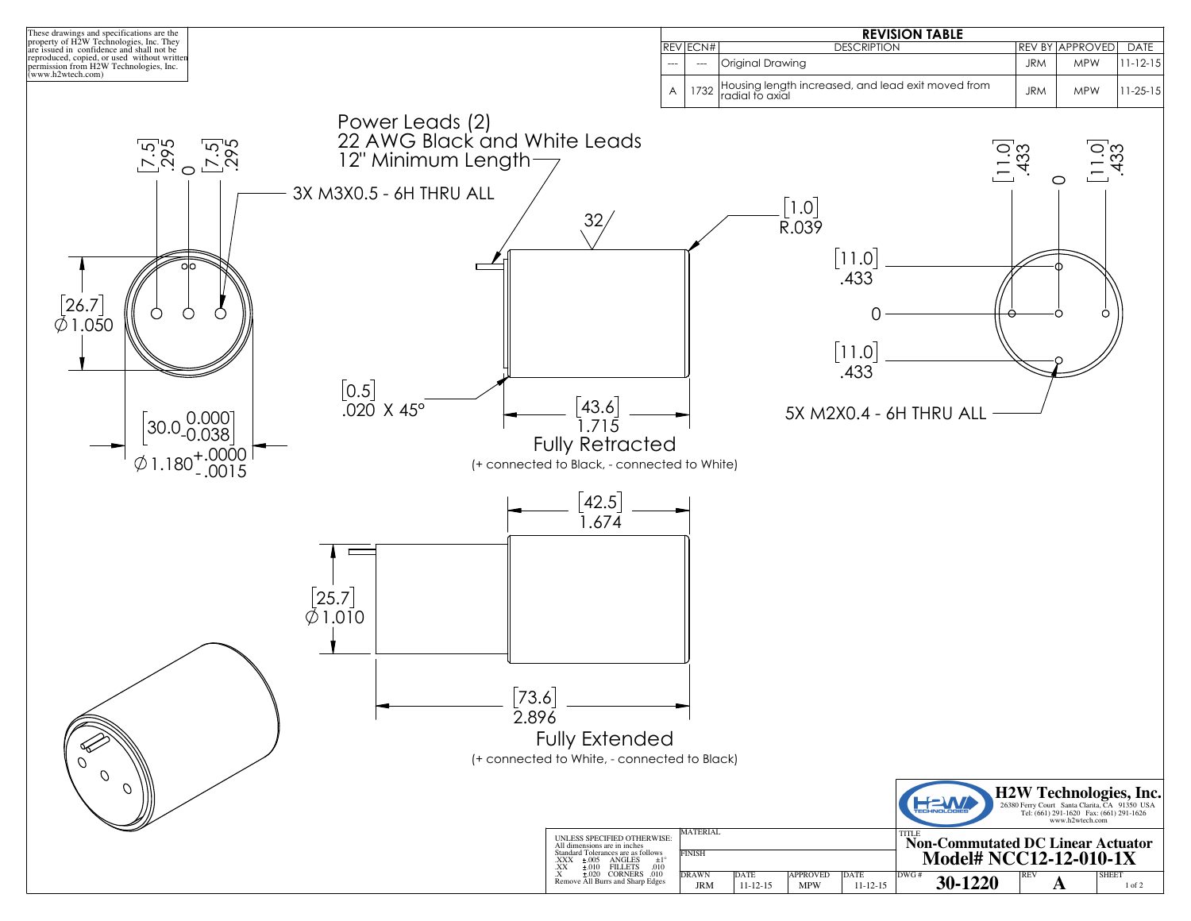These drawings and specifications are the property of H2W Technologies, Inc. They are issued in confidence and shall not be reproduced, copied, or used without written permission from H2W Technologies, Inc. (www.h2wtech.com)

**REVISION TABLE**

| REV | ECN# | DESCRIPTION | REV BY | APPROVED | DATE |
|---|---|---|---|---|---|
| --- | --- | Original Drawing | JRM | MPW | 11-12-15 |
| A | 1732 | Housing length increased, and lead exit moved from radial to axial | JRM | MPW | 11-25-15 |

Power Leads (2)
22 AWG Black and White Leads
12" Minimum Length

[7.5] .295 &nbsp; 0 &nbsp; [7.5] .295

3X M3X0.5 - 6H THRU ALL

32

[1.0] R.039

[26.7] ∅1.050

[0.5] .020 X 45°

[30.0 0.000/-0.038] ∅1.180 +.0000/-.0015

[43.6] 1.715
Fully Retracted
(+ connected to Black, - connected to White)

[11.0] .433 &nbsp; 0 &nbsp; [11.0] .433

[11.0] .433
0
[11.0] .433

5X M2X0.4 - 6H THRU ALL

[42.5] 1.674

[25.7] ∅1.010

[73.6] 2.896
Fully Extended
(+ connected to White, - connected to Black)

UNLESS SPECIFIED OTHERWISE:
All dimensions are in inches
Standard Tolerances are as follows
.XXX ±.005 ANGLES ±1°
.XX ±.010 FILLETS .010
.X ±.020 CORNERS .010
Remove All Burrs and Sharp Edges

MATERIAL

FINISH

| DRAWN | DATE | APPROVED | DATE |
|---|---|---|---|
| JRM | 11-12-15 | MPW | 11-12-15 |

**H2W Technologies, Inc.**
26380 Ferry Court Santa Clarita, CA 91350 USA
Tel: (661) 291-1620 Fax: (661) 291-1626
www.h2wtech.com

TITLE
**Non-Commutated DC Linear Actuator**
**Model# NCC12-12-010-1X**

DWG # **30-1220** &nbsp; REV **A** &nbsp; SHEET 1 of 2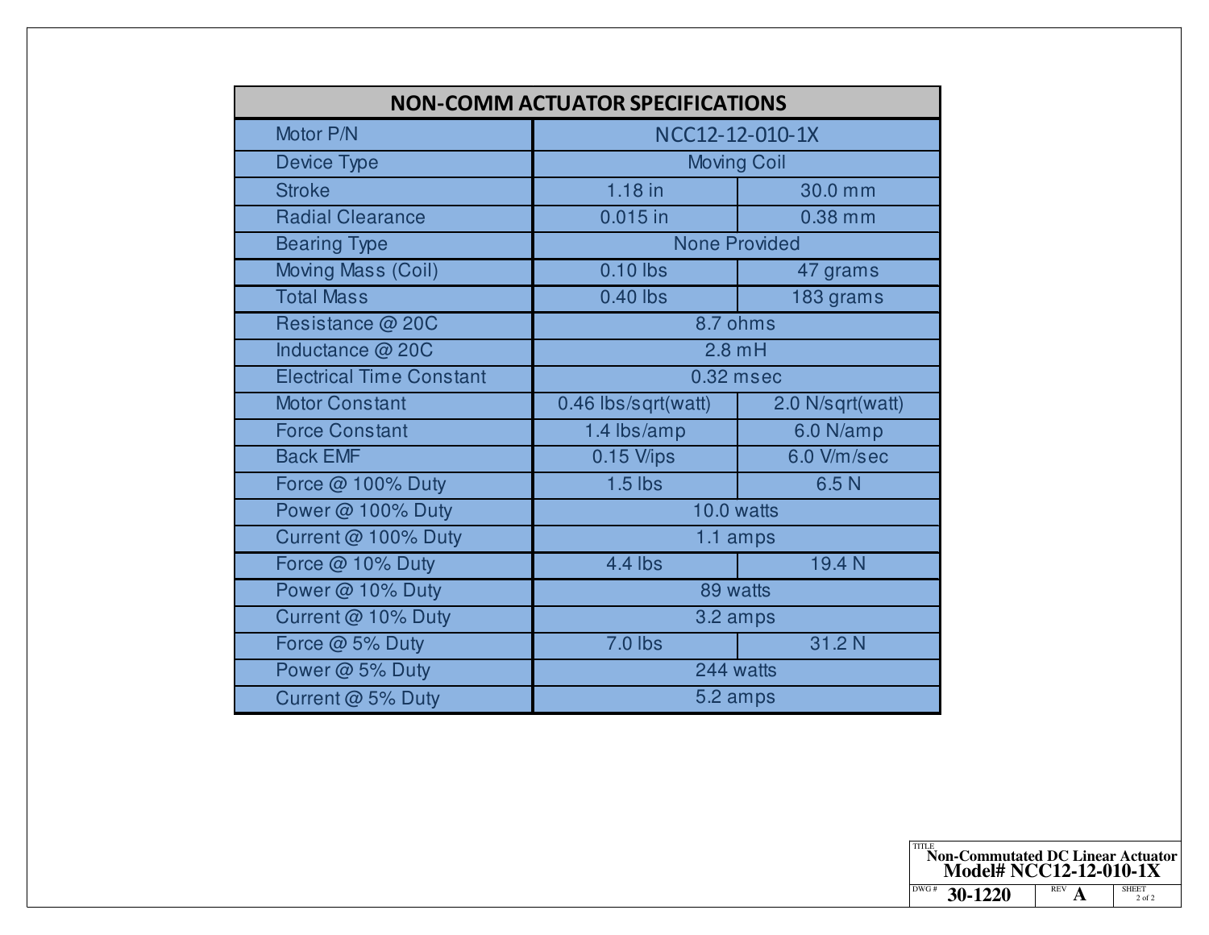# NON-COMM ACTUATOR SPECIFICATIONS

| | | |
|---|---|---|
| Motor P/N | NCC12-12-010-1X | |
| Device Type | Moving Coil | |
| Stroke | 1.18 in | 30.0 mm |
| Radial Clearance | 0.015 in | 0.38 mm |
| Bearing Type | None Provided | |
| Moving Mass (Coil) | 0.10 lbs | 47 grams |
| Total Mass | 0.40 lbs | 183 grams |
| Resistance @ 20C | 8.7 ohms | |
| Inductance @ 20C | 2.8 mH | |
| Electrical Time Constant | 0.32 msec | |
| Motor Constant | 0.46 lbs/sqrt(watt) | 2.0 N/sqrt(watt) |
| Force Constant | 1.4 lbs/amp | 6.0 N/amp |
| Back EMF | 0.15 V/ips | 6.0 V/m/sec |
| Force @ 100% Duty | 1.5 lbs | 6.5 N |
| Power @ 100% Duty | 10.0 watts | |
| Current @ 100% Duty | 1.1 amps | |
| Force @ 10% Duty | 4.4 lbs | 19.4 N |
| Power @ 10% Duty | 89 watts | |
| Current @ 10% Duty | 3.2 amps | |
| Force @ 5% Duty | 7.0 lbs | 31.2 N |
| Power @ 5% Duty | 244 watts | |
| Current @ 5% Duty | 5.2 amps | |

TITLE **Non-Commutated DC Linear Actuator**
**Model# NCC12-12-010-1X**

DWG # **30-1220** REV **A**